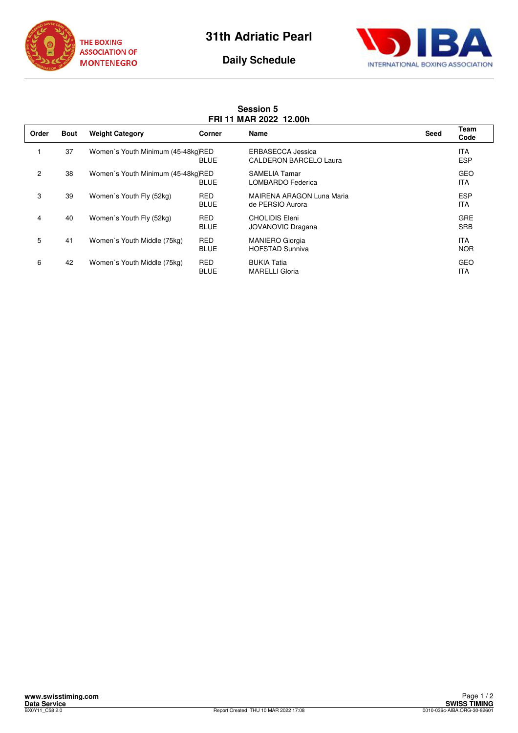THE BOXING ASSOCIATION OF MONTENEGRO

# 31th Adriatic Pearl

## Daily Schedule

INTERNATIONAL BOXING ASSOCIATION

### Session 5
### FRI 11 MAR 2022 12.00h

| Order | Bout | Weight Category | Corner | Name | Seed | Team Code |
|---|---|---|---|---|---|---|
| 1 | 37 | Women`s Youth Minimum (45-48kg) | RED | ERBASECCA Jessica | | ITA |
| | | | BLUE | CALDERON BARCELO Laura | | ESP |
| 2 | 38 | Women`s Youth Minimum (45-48kg) | RED | SAMELIA Tamar | | GEO |
| | | | BLUE | LOMBARDO Federica | | ITA |
| 3 | 39 | Women`s Youth Fly (52kg) | RED | MAIRENA ARAGON Luna Maria | | ESP |
| | | | BLUE | de PERSIO Aurora | | ITA |
| 4 | 40 | Women`s Youth Fly (52kg) | RED | CHOLIDIS Eleni | | GRE |
| | | | BLUE | JOVANOVIC Dragana | | SRB |
| 5 | 41 | Women`s Youth Middle (75kg) | RED | MANIERO Giorgia | | ITA |
| | | | BLUE | HOFSTAD Sunniva | | NOR |
| 6 | 42 | Women`s Youth Middle (75kg) | RED | BUKIA Tatia | | GEO |
| | | | BLUE | MARELLI Gloria | | ITA |

www.swisstiming.com
Data Service
BX0Y11_C58 2.0

Report Created THU 10 MAR 2022 17:08

SWISS TIMING
0010-036c-AIBA.ORG-30-82601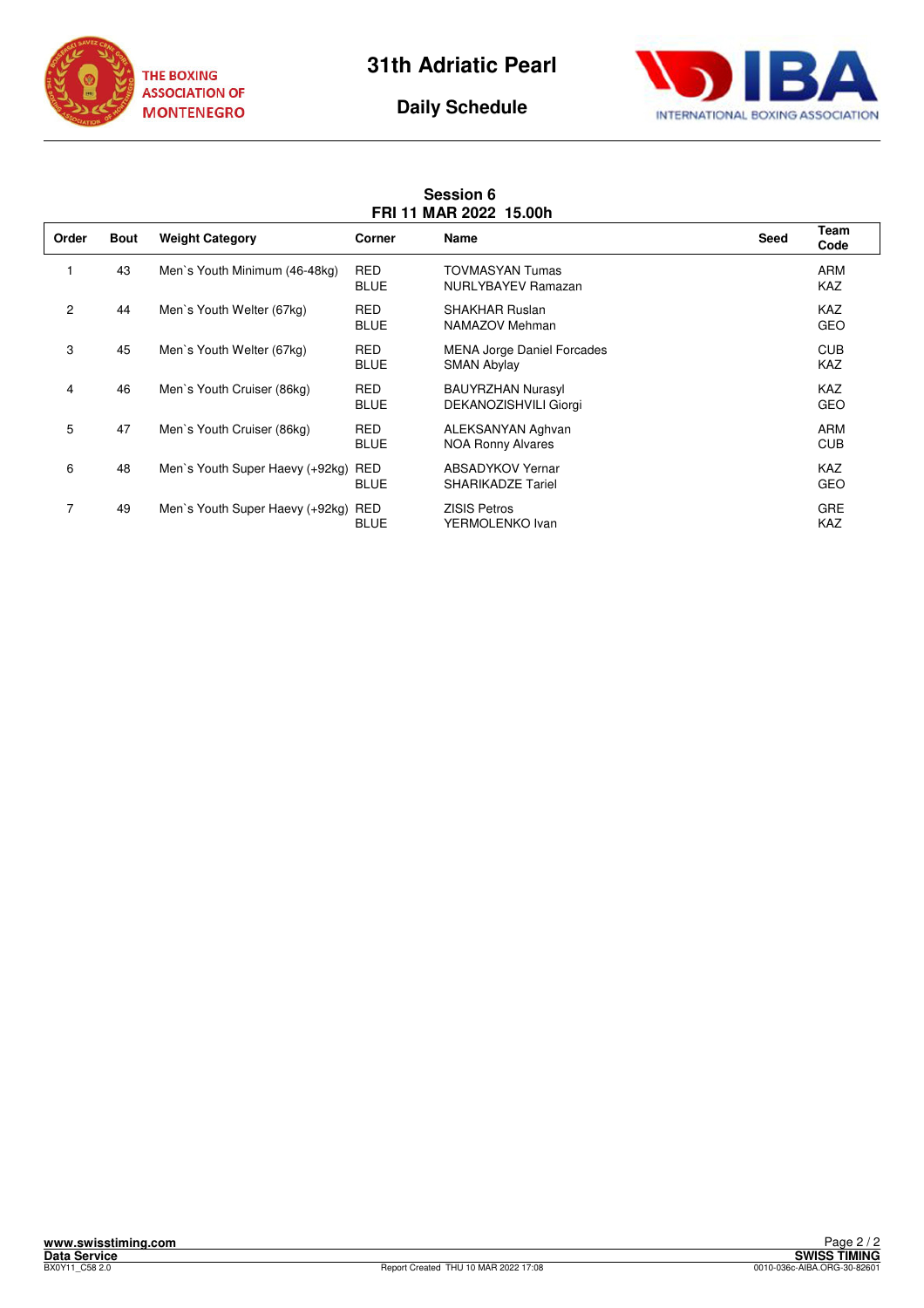# 31th Adriatic Pearl

## Daily Schedule

THE BOXING ASSOCIATION OF MONTENEGRO

INTERNATIONAL BOXING ASSOCIATION

**Session 6**
**FRI 11 MAR 2022 15.00h**

| Order | Bout | Weight Category | Corner | Name | Seed | Team Code |
|---|---|---|---|---|---|---|
| 1 | 43 | Men`s Youth Minimum (46-48kg) | RED | TOVMASYAN Tumas | | ARM |
| | | | BLUE | NURLYBAYEV Ramazan | | KAZ |
| 2 | 44 | Men`s Youth Welter (67kg) | RED | SHAKHAR Ruslan | | KAZ |
| | | | BLUE | NAMAZOV Mehman | | GEO |
| 3 | 45 | Men`s Youth Welter (67kg) | RED | MENA Jorge Daniel Forcades | | CUB |
| | | | BLUE | SMAN Abylay | | KAZ |
| 4 | 46 | Men`s Youth Cruiser (86kg) | RED | BAUYRZHAN Nurasyl | | KAZ |
| | | | BLUE | DEKANOZISHVILI Giorgi | | GEO |
| 5 | 47 | Men`s Youth Cruiser (86kg) | RED | ALEKSANYAN Aghvan | | ARM |
| | | | BLUE | NOA Ronny Alvares | | CUB |
| 6 | 48 | Men`s Youth Super Haevy (+92kg) | RED | ABSADYKOV Yernar | | KAZ |
| | | | BLUE | SHARIKADZE Tariel | | GEO |
| 7 | 49 | Men`s Youth Super Haevy (+92kg) | RED | ZISIS Petros | | GRE |
| | | | BLUE | YERMOLENKO Ivan | | KAZ |

www.swisstiming.com
Data Service
BX0Y11_C58 2.0

Report Created THU 10 MAR 2022 17:08

SWISS TIMING
0010-036c-AIBA.ORG-30-82601